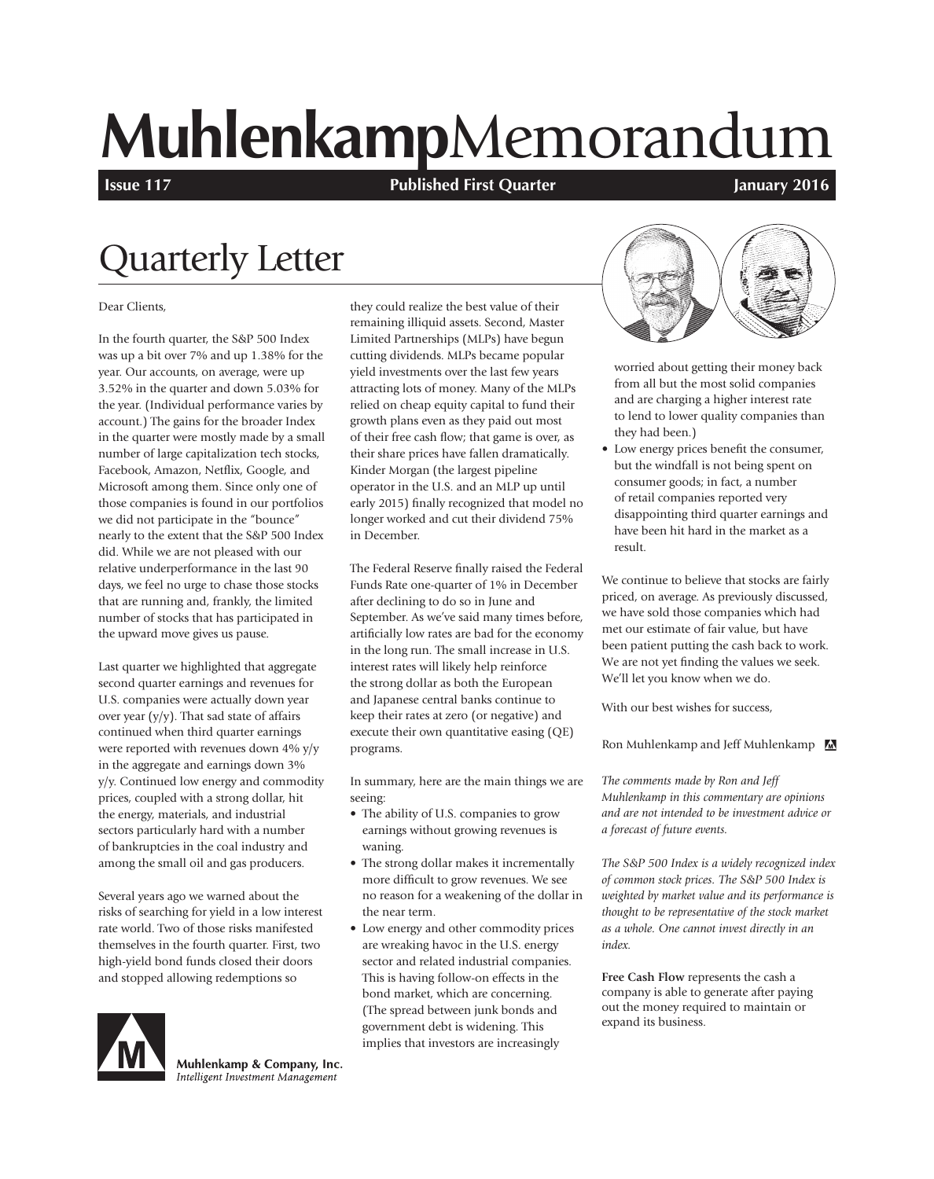# **Muhlenkamp**Memorandum

**Issue 117** **Published First Quarter** **January 2016**

# Quarterly Letter

Dear Clients,

In the fourth quarter, the S&P 500 Index was up a bit over 7% and up 1.38% for the year. Our accounts, on average, were up 3.52% in the quarter and down 5.03% for the year. (Individual performance varies by account.) The gains for the broader Index in the quarter were mostly made by a small number of large capitalization tech stocks, Facebook, Amazon, Netflix, Google, and Microsoft among them. Since only one of those companies is found in our portfolios we did not participate in the "bounce" nearly to the extent that the S&P 500 Index did. While we are not pleased with our relative underperformance in the last 90 days, we feel no urge to chase those stocks that are running and, frankly, the limited number of stocks that has participated in the upward move gives us pause.

Last quarter we highlighted that aggregate second quarter earnings and revenues for U.S. companies were actually down year over year (y/y). That sad state of affairs continued when third quarter earnings were reported with revenues down 4% y/y in the aggregate and earnings down 3% y/y. Continued low energy and commodity prices, coupled with a strong dollar, hit the energy, materials, and industrial sectors particularly hard with a number of bankruptcies in the coal industry and among the small oil and gas producers.

Several years ago we warned about the risks of searching for yield in a low interest rate world. Two of those risks manifested themselves in the fourth quarter. First, two high-yield bond funds closed their doors and stopped allowing redemptions so they could realize the best value of their remaining illiquid assets. Second, Master Limited Partnerships (MLPs) have begun cutting dividends. MLPs became popular yield investments over the last few years attracting lots of money. Many of the MLPs relied on cheap equity capital to fund their growth plans even as they paid out most of their free cash flow; that game is over, as their share prices have fallen dramatically. Kinder Morgan (the largest pipeline operator in the U.S. and an MLP up until early 2015) finally recognized that model no longer worked and cut their dividend 75% in December.

The Federal Reserve finally raised the Federal Funds Rate one-quarter of 1% in December after declining to do so in June and September. As we've said many times before, artificially low rates are bad for the economy in the long run. The small increase in U.S. interest rates will likely help reinforce the strong dollar as both the European and Japanese central banks continue to keep their rates at zero (or negative) and execute their own quantitative easing (QE) programs.

In summary, here are the main things we are seeing:

- The ability of U.S. companies to grow earnings without growing revenues is waning.
- The strong dollar makes it incrementally more difficult to grow revenues. We see no reason for a weakening of the dollar in the near term.
- Low energy and other commodity prices are wreaking havoc in the U.S. energy sector and related industrial companies. This is having follow-on effects in the bond market, which are concerning. (The spread between junk bonds and government debt is widening. This implies that investors are increasingly worried about getting their money back from all but the most solid companies and are charging a higher interest rate to lend to lower quality companies than they had been.)
- Low energy prices benefit the consumer, but the windfall is not being spent on consumer goods; in fact, a number of retail companies reported very disappointing third quarter earnings and have been hit hard in the market as a result.

We continue to believe that stocks are fairly priced, on average. As previously discussed, we have sold those companies which had met our estimate of fair value, but have been patient putting the cash back to work. We are not yet finding the values we seek. We'll let you know when we do.

With our best wishes for success,

Ron Muhlenkamp and Jeff Muhlenkamp

*The comments made by Ron and Jeff Muhlenkamp in this commentary are opinions and are not intended to be investment advice or a forecast of future events.*

*The S&P 500 Index is a widely recognized index of common stock prices. The S&P 500 Index is weighted by market value and its performance is thought to be representative of the stock market as a whole. One cannot invest directly in an index.*

**Free Cash Flow** represents the cash a company is able to generate after paying out the money required to maintain or expand its business.

**Muhlenkamp & Company, Inc.**
*Intelligent Investment Management*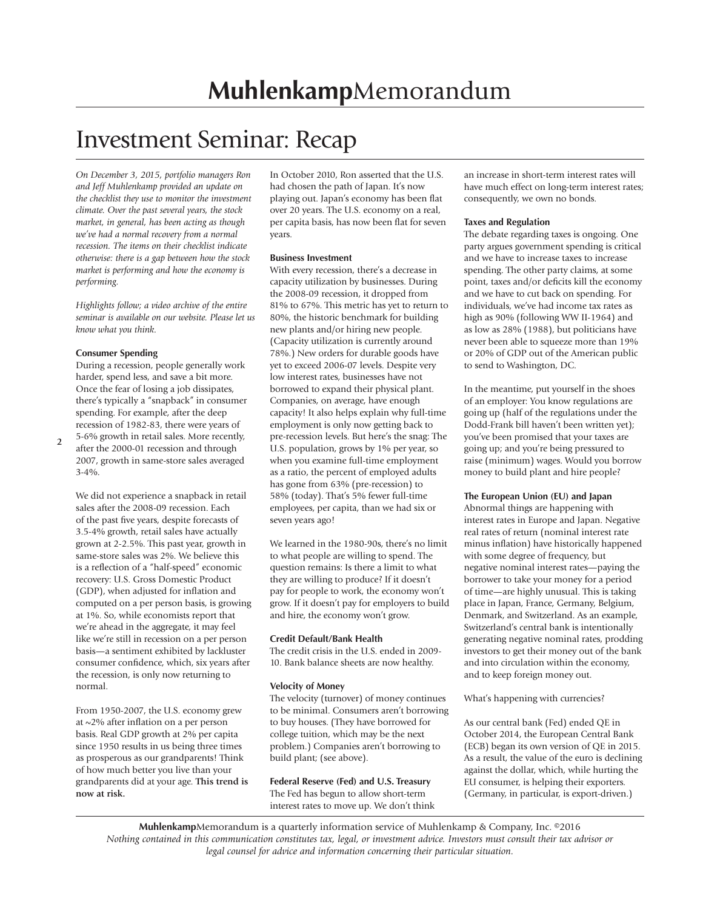# **Muhlenkamp**Memorandum

# Investment Seminar: Recap

*On December 3, 2015, portfolio managers Ron and Jeff Muhlenkamp provided an update on the checklist they use to monitor the investment climate. Over the past several years, the stock market, in general, has been acting as though we've had a normal recovery from a normal recession. The items on their checklist indicate otherwise: there is a gap between how the stock market is performing and how the economy is performing.*

*Highlights follow; a video archive of the entire seminar is available on our website. Please let us know what you think.*

**Consumer Spending**

During a recession, people generally work harder, spend less, and save a bit more. Once the fear of losing a job dissipates, there's typically a "snapback" in consumer spending. For example, after the deep recession of 1982-83, there were years of 5-6% growth in retail sales. More recently, after the 2000-01 recession and through 2007, growth in same-store sales averaged 3-4%.

We did not experience a snapback in retail sales after the 2008-09 recession. Each of the past five years, despite forecasts of 3.5-4% growth, retail sales have actually grown at 2-2.5%. This past year, growth in same-store sales was 2%. We believe this is a reflection of a "half-speed" economic recovery: U.S. Gross Domestic Product (GDP), when adjusted for inflation and computed on a per person basis, is growing at 1%. So, while economists report that we're ahead in the aggregate, it may feel like we're still in recession on a per person basis—a sentiment exhibited by lackluster consumer confidence, which, six years after the recession, is only now returning to normal.

From 1950-2007, the U.S. economy grew at ~2% after inflation on a per person basis. Real GDP growth at 2% per capita since 1950 results in us being three times as prosperous as our grandparents! Think of how much better you live than your grandparents did at your age. **This trend is now at risk.**

In October 2010, Ron asserted that the U.S. had chosen the path of Japan. It's now playing out. Japan's economy has been flat over 20 years. The U.S. economy on a real, per capita basis, has now been flat for seven years.

**Business Investment**

With every recession, there's a decrease in capacity utilization by businesses. During the 2008-09 recession, it dropped from 81% to 67%. This metric has yet to return to 80%, the historic benchmark for building new plants and/or hiring new people. (Capacity utilization is currently around 78%.) New orders for durable goods have yet to exceed 2006-07 levels. Despite very low interest rates, businesses have not borrowed to expand their physical plant. Companies, on average, have enough capacity! It also helps explain why full-time employment is only now getting back to pre-recession levels. But here's the snag: The U.S. population, grows by 1% per year, so when you examine full-time employment as a ratio, the percent of employed adults has gone from 63% (pre-recession) to 58% (today). That's 5% fewer full-time employees, per capita, than we had six or seven years ago!

We learned in the 1980-90s, there's no limit to what people are willing to spend. The question remains: Is there a limit to what they are willing to produce? If it doesn't pay for people to work, the economy won't grow. If it doesn't pay for employers to build and hire, the economy won't grow.

**Credit Default/Bank Health**

The credit crisis in the U.S. ended in 2009-10. Bank balance sheets are now healthy.

**Velocity of Money**

The velocity (turnover) of money continues to be minimal. Consumers aren't borrowing to buy houses. (They have borrowed for college tuition, which may be the next problem.) Companies aren't borrowing to build plant; (see above).

**Federal Reserve (Fed) and U.S. Treasury**

The Fed has begun to allow short-term interest rates to move up. We don't think an increase in short-term interest rates will have much effect on long-term interest rates; consequently, we own no bonds.

**Taxes and Regulation**

The debate regarding taxes is ongoing. One party argues government spending is critical and we have to increase taxes to increase spending. The other party claims, at some point, taxes and/or deficits kill the economy and we have to cut back on spending. For individuals, we've had income tax rates as high as 90% (following WW II-1964) and as low as 28% (1988), but politicians have never been able to squeeze more than 19% or 20% of GDP out of the American public to send to Washington, DC.

In the meantime, put yourself in the shoes of an employer: You know regulations are going up (half of the regulations under the Dodd-Frank bill haven't been written yet); you've been promised that your taxes are going up; and you're being pressured to raise (minimum) wages. Would you borrow money to build plant and hire people?

**The European Union (EU) and Japan**

Abnormal things are happening with interest rates in Europe and Japan. Negative real rates of return (nominal interest rate minus inflation) have historically happened with some degree of frequency, but negative nominal interest rates—paying the borrower to take your money for a period of time—are highly unusual. This is taking place in Japan, France, Germany, Belgium, Denmark, and Switzerland. As an example, Switzerland's central bank is intentionally generating negative nominal rates, prodding investors to get their money out of the bank and into circulation within the economy, and to keep foreign money out.

What's happening with currencies?

As our central bank (Fed) ended QE in October 2014, the European Central Bank (ECB) began its own version of QE in 2015. As a result, the value of the euro is declining against the dollar, which, while hurting the EU consumer, is helping their exporters. (Germany, in particular, is export-driven.)

**Muhlenkamp**Memorandum is a quarterly information service of Muhlenkamp & Company, Inc. ©2016
*Nothing contained in this communication constitutes tax, legal, or investment advice. Investors must consult their tax advisor or legal counsel for advice and information concerning their particular situation.*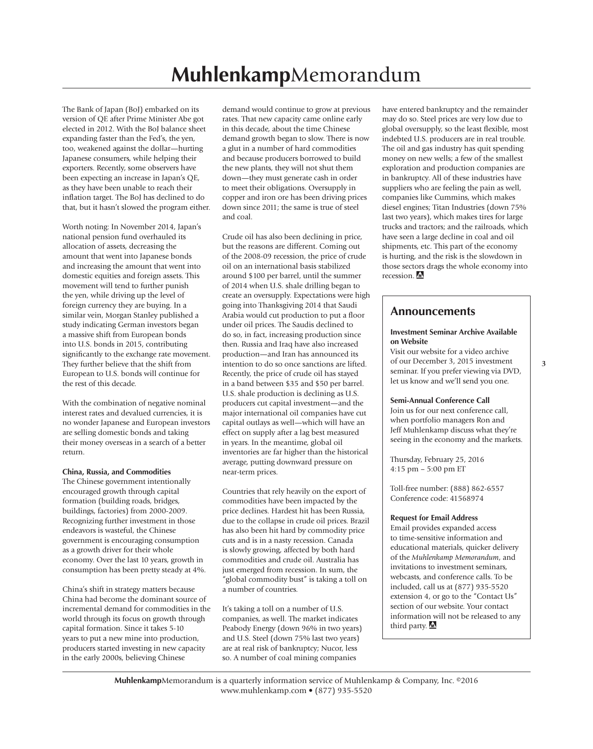The Bank of Japan (BoJ) embarked on its version of QE after Prime Minister Abe got elected in 2012. With the BoJ balance sheet expanding faster than the Fed's, the yen, too, weakened against the dollar—hurting Japanese consumers, while helping their exporters. Recently, some observers have been expecting an increase in Japan's QE, as they have been unable to reach their inflation target. The BoJ has declined to do that, but it hasn't slowed the program either.

Worth noting: In November 2014, Japan's national pension fund overhauled its allocation of assets, decreasing the amount that went into Japanese bonds and increasing the amount that went into domestic equities and foreign assets. This movement will tend to further punish the yen, while driving up the level of foreign currency they are buying. In a similar vein, Morgan Stanley published a study indicating German investors began a massive shift from European bonds into U.S. bonds in 2015, contributing significantly to the exchange rate movement. They further believe that the shift from European to U.S. bonds will continue for the rest of this decade.

With the combination of negative nominal interest rates and devalued currencies, it is no wonder Japanese and European investors are selling domestic bonds and taking their money overseas in a search of a better return.

**China, Russia, and Commodities**

The Chinese government intentionally encouraged growth through capital formation (building roads, bridges, buildings, factories) from 2000-2009. Recognizing further investment in those endeavors is wasteful, the Chinese government is encouraging consumption as a growth driver for their whole economy. Over the last 10 years, growth in consumption has been pretty steady at 4%.

China's shift in strategy matters because China had become the dominant source of incremental demand for commodities in the world through its focus on growth through capital formation. Since it takes 5-10 years to put a new mine into production, producers started investing in new capacity in the early 2000s, believing Chinese demand would continue to grow at previous rates. That new capacity came online early in this decade, about the time Chinese demand growth began to slow. There is now a glut in a number of hard commodities and because producers borrowed to build the new plants, they will not shut them down—they must generate cash in order to meet their obligations. Oversupply in copper and iron ore has been driving prices down since 2011; the same is true of steel and coal.

Crude oil has also been declining in price, but the reasons are different. Coming out of the 2008-09 recession, the price of crude oil on an international basis stabilized around $100 per barrel, until the summer of 2014 when U.S. shale drilling began to create an oversupply. Expectations were high going into Thanksgiving 2014 that Saudi Arabia would cut production to put a floor under oil prices. The Saudis declined to do so, in fact, increasing production since then. Russia and Iraq have also increased production—and Iran has announced its intention to do so once sanctions are lifted. Recently, the price of crude oil has stayed in a band between $35 and $50 per barrel. U.S. shale production is declining as U.S. producers cut capital investment—and the major international oil companies have cut capital outlays as well—which will have an effect on supply after a lag best measured in years. In the meantime, global oil inventories are far higher than the historical average, putting downward pressure on near-term prices.

Countries that rely heavily on the export of commodities have been impacted by the price declines. Hardest hit has been Russia, due to the collapse in crude oil prices. Brazil has also been hit hard by commodity price cuts and is in a nasty recession. Canada is slowly growing, affected by both hard commodities and crude oil. Australia has just emerged from recession. In sum, the "global commodity bust" is taking a toll on a number of countries.

It's taking a toll on a number of U.S. companies, as well. The market indicates Peabody Energy (down 96% in two years) and U.S. Steel (down 75% last two years) are at real risk of bankruptcy; Nucor, less so. A number of coal mining companies have entered bankruptcy and the remainder may do so. Steel prices are very low due to global oversupply, so the least flexible, most indebted U.S. producers are in real trouble. The oil and gas industry has quit spending money on new wells; a few of the smallest exploration and production companies are in bankruptcy. All of these industries have suppliers who are feeling the pain as well, companies like Cummins, which makes diesel engines; Titan Industries (down 75% last two years), which makes tires for large trucks and tractors; and the railroads, which have seen a large decline in coal and oil shipments, etc. This part of the economy is hurting, and the risk is the slowdown in those sectors drags the whole economy into recession.

## Announcements

**Investment Seminar Archive Available on Website**

Visit our website for a video archive of our December 3, 2015 investment seminar. If you prefer viewing via DVD, let us know and we'll send you one.

**Semi-Annual Conference Call**

Join us for our next conference call, when portfolio managers Ron and Jeff Muhlenkamp discuss what they're seeing in the economy and the markets.

Thursday, February 25, 2016
4:15 pm – 5:00 pm ET

Toll-free number: (888) 862-6557
Conference code: 41568974

**Request for Email Address**

Email provides expanded access to time-sensitive information and educational materials, quicker delivery of the *Muhlenkamp Memorandum*, and invitations to investment seminars, webcasts, and conference calls. To be included, call us at (877) 935-5520 extension 4, or go to the "Contact Us" section of our website. Your contact information will not be released to any third party.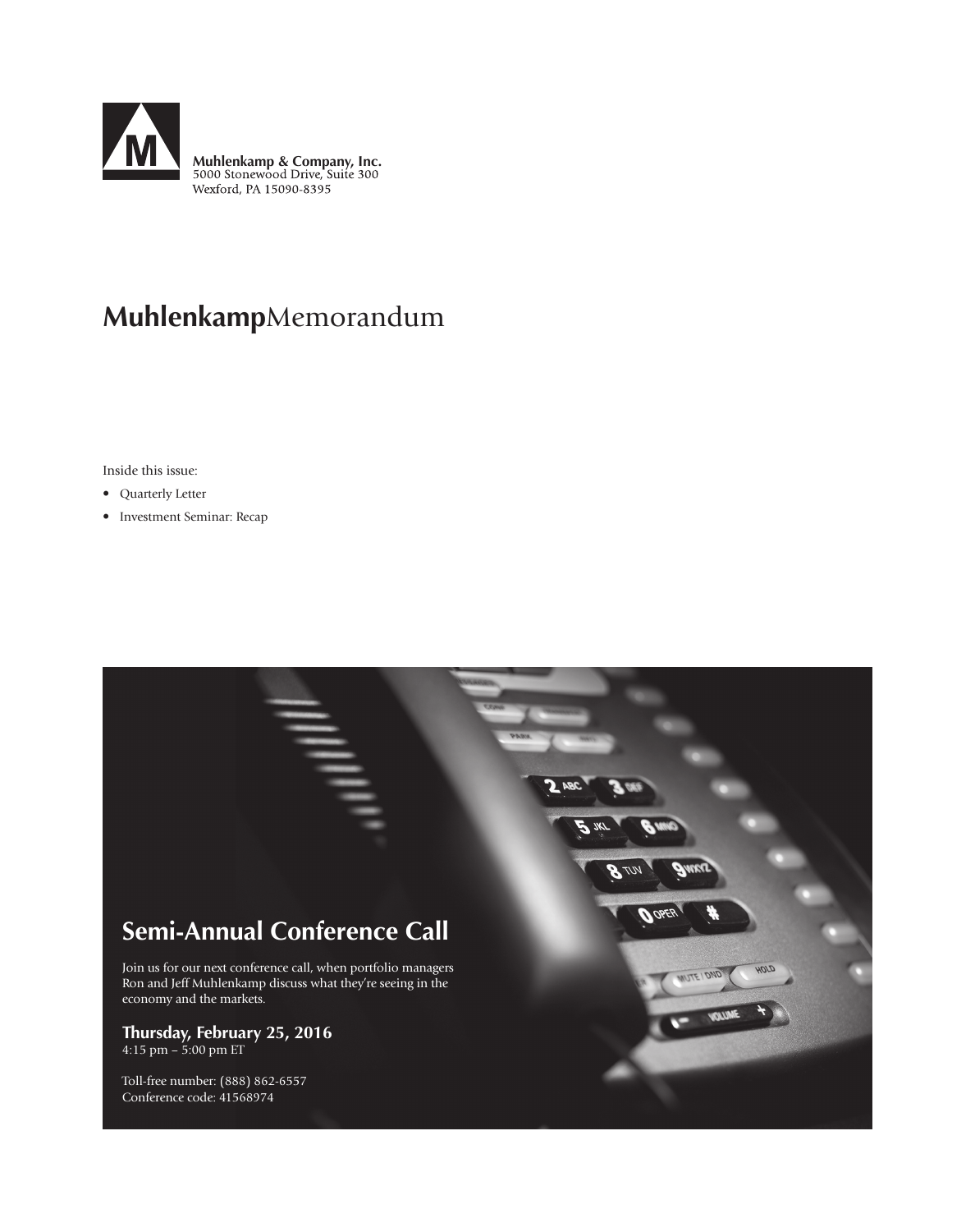Muhlenkamp & Company, Inc.
5000 Stonewood Drive, Suite 300
Wexford, PA 15090-8395

# **Muhlenkamp**Memorandum

Inside this issue:

- Quarterly Letter
- Investment Seminar: Recap

## Semi-Annual Conference Call

Join us for our next conference call, when portfolio managers Ron and Jeff Muhlenkamp discuss what they're seeing in the economy and the markets.

**Thursday, February 25, 2016**
4:15 pm – 5:00 pm ET

Toll-free number: (888) 862-6557
Conference code: 41568974